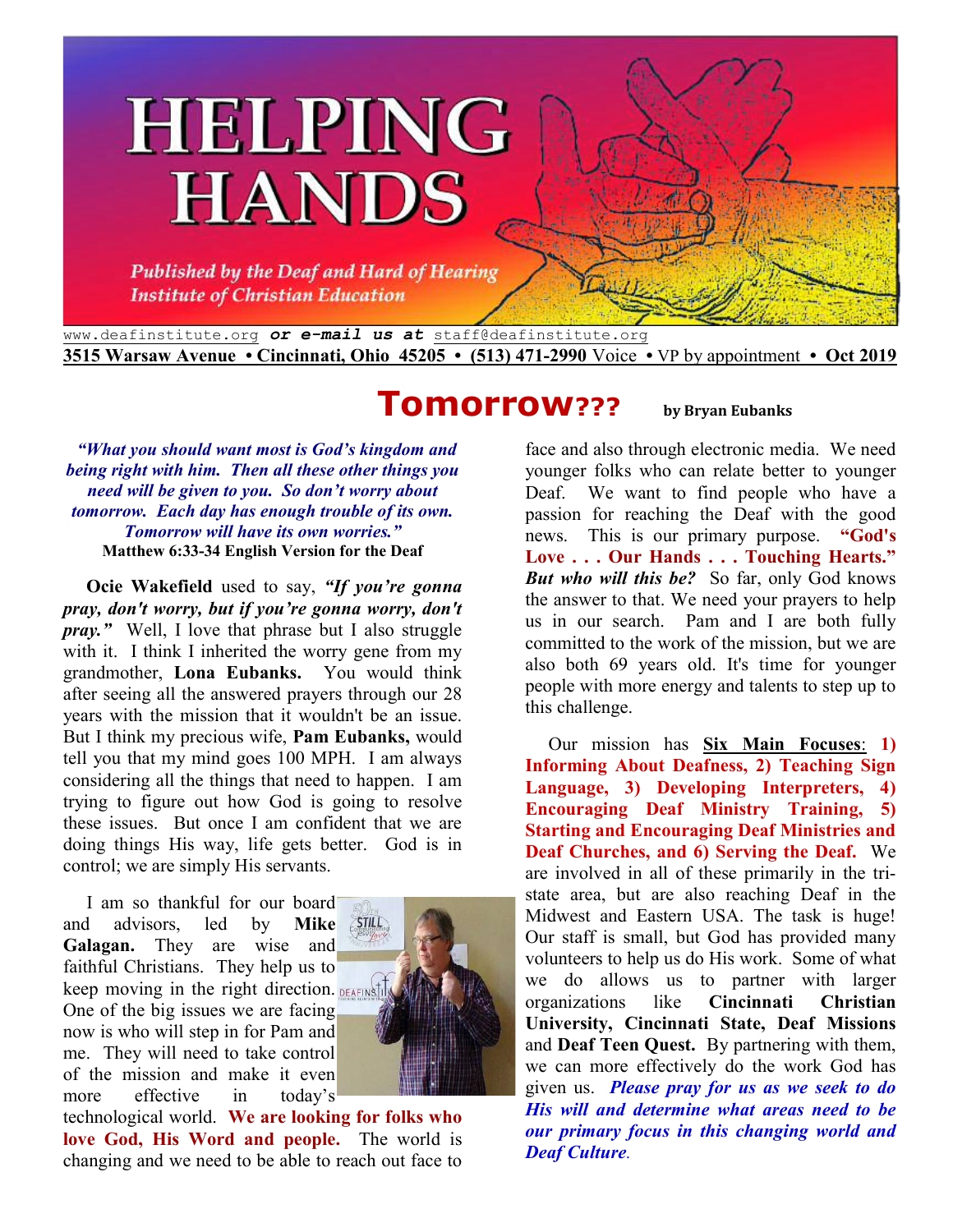# HELPING HANDS

*Published by the Deaf and Hard of Hearing Institute of Christian Education*

www.deafinstitute.org ***or e-mail us at*** staff@deafinstitute.org

**3515 Warsaw Avenue • Cincinnati, Ohio 45205 • (513) 471-2990** Voice • VP by appointment • **Oct 2019**

## Tomorrow???

**by Bryan Eubanks**

> ***"What you should want most is God's kingdom and being right with him. Then all these other things you need will be given to you. So don't worry about tomorrow. Each day has enough trouble of its own. Tomorrow will have its own worries."***
> **Matthew 6:33-34 English Version for the Deaf**

**Ocie Wakefield** used to say, ***"If you're gonna pray, don't worry, but if you're gonna worry, don't pray."*** Well, I love that phrase but I also struggle with it. I think I inherited the worry gene from my grandmother, **Lona Eubanks.** You would think after seeing all the answered prayers through our 28 years with the mission that it wouldn't be an issue. But I think my precious wife, **Pam Eubanks,** would tell you that my mind goes 100 MPH. I am always considering all the things that need to happen. I am trying to figure out how God is going to resolve these issues. But once I am confident that we are doing things His way, life gets better. God is in control; we are simply His servants.

I am so thankful for our board and advisors, led by **Mike Galagan.** They are wise and faithful Christians. They help us to keep moving in the right direction. One of the big issues we are facing now is who will step in for Pam and me. They will need to take control of the mission and make it even more effective in today's technological world. **We are looking for folks who love God, His Word and people.** The world is changing and we need to be able to reach out face to face and also through electronic media. We need younger folks who can relate better to younger Deaf. We want to find people who have a passion for reaching the Deaf with the good news. This is our primary purpose. **"God's Love . . . Our Hands . . . Touching Hearts."** ***But who will this be?*** So far, only God knows the answer to that. We need your prayers to help us in our search. Pam and I are both fully committed to the work of the mission, but we are also both 69 years old. It's time for younger people with more energy and talents to step up to this challenge.

Our mission has **Six Main Focuses**: **1) Informing About Deafness, 2) Teaching Sign Language, 3) Developing Interpreters, 4) Encouraging Deaf Ministry Training, 5) Starting and Encouraging Deaf Ministries and Deaf Churches, and 6) Serving the Deaf.** We are involved in all of these primarily in the tri-state area, but are also reaching Deaf in the Midwest and Eastern USA. The task is huge! Our staff is small, but God has provided many volunteers to help us do His work. Some of what we do allows us to partner with larger organizations like **Cincinnati Christian University, Cincinnati State, Deaf Missions** and **Deaf Teen Quest.** By partnering with them, we can more effectively do the work God has given us. ***Please pray for us as we seek to do His will and determine what areas need to be our primary focus in this changing world and Deaf Culture.***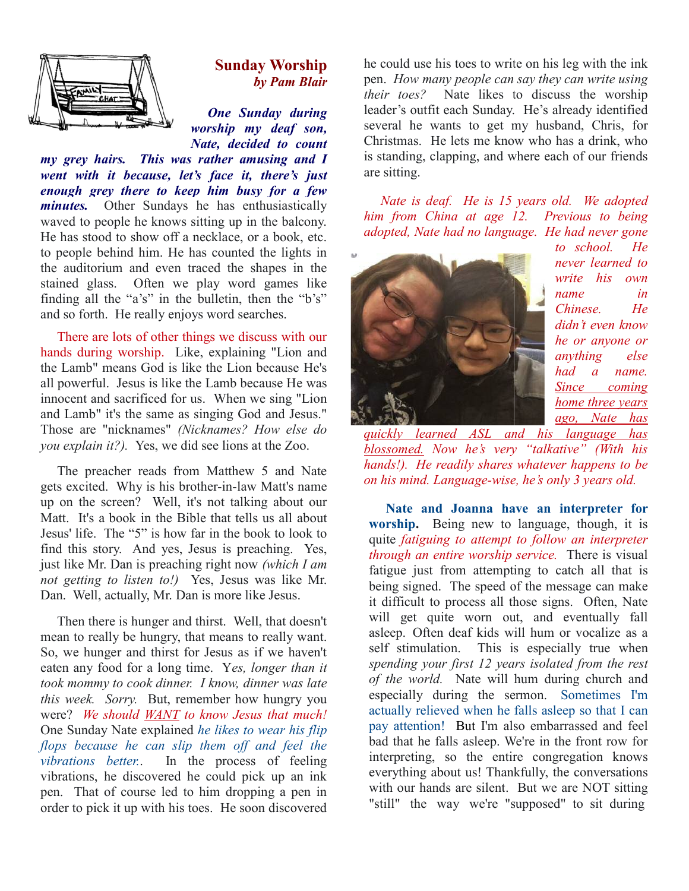## Sunday Worship

*by Pam Blair*

***One Sunday during worship my deaf son, Nate, decided to count my grey hairs. This was rather amusing and I went with it because, let's face it, there's just enough grey there to keep him busy for a few minutes.*** Other Sundays he has enthusiastically waved to people he knows sitting up in the balcony. He has stood to show off a necklace, or a book, etc. to people behind him. He has counted the lights in the auditorium and even traced the shapes in the stained glass. Often we play word games like finding all the "a's" in the bulletin, then the "b's" and so forth. He really enjoys word searches.

There are lots of other things we discuss with our hands during worship. Like, explaining "Lion and the Lamb" means God is like the Lion because He's all powerful. Jesus is like the Lamb because He was innocent and sacrificed for us. When we sing "Lion and Lamb" it's the same as singing God and Jesus." Those are "nicknames" *(Nicknames? How else do you explain it?)*. Yes, we did see lions at the Zoo.

The preacher reads from Matthew 5 and Nate gets excited. Why is his brother-in-law Matt's name up on the screen? Well, it's not talking about our Matt. It's a book in the Bible that tells us all about Jesus' life. The "5" is how far in the book to look to find this story. And yes, Jesus is preaching. Yes, just like Mr. Dan is preaching right now *(which I am not getting to listen to!)* Yes, Jesus was like Mr. Dan. Well, actually, Mr. Dan is more like Jesus.

Then there is hunger and thirst. Well, that doesn't mean to really be hungry, that means to really want. So, we hunger and thirst for Jesus as if we haven't eaten any food for a long time. Y*es, longer than it took mommy to cook dinner. I know, dinner was late this week. Sorry.* But, remember how hungry you were? *We should WANT to know Jesus that much!* One Sunday Nate explained *he likes to wear his flip flops because he can slip them off and feel the vibrations better.*. In the process of feeling vibrations, he discovered he could pick up an ink pen. That of course led to him dropping a pen in order to pick it up with his toes. He soon discovered he could use his toes to write on his leg with the ink pen. *How many people can say they can write using their toes?* Nate likes to discuss the worship leader's outfit each Sunday. He's already identified several he wants to get my husband, Chris, for Christmas. He lets me know who has a drink, who is standing, clapping, and where each of our friends are sitting.

*Nate is deaf. He is 15 years old. We adopted him from China at age 12. Previous to being adopted, Nate had no language. He had never gone to school. He never learned to write his own name in Chinese. He didn't even know he or anyone or anything else had a name. Since coming home three years ago, Nate has quickly learned ASL and his language has blossomed. Now he's very "talkative" (With his hands!). He readily shares whatever happens to be on his mind. Language-wise, he's only 3 years old.*

**Nate and Joanna have an interpreter for worship.** Being new to language, though, it is quite *fatiguing to attempt to follow an interpreter through an entire worship service.* There is visual fatigue just from attempting to catch all that is being signed. The speed of the message can make it difficult to process all those signs. Often, Nate will get quite worn out, and eventually fall asleep. Often deaf kids will hum or vocalize as a self stimulation. This is especially true when *spending your first 12 years isolated from the rest of the world.* Nate will hum during church and especially during the sermon. Sometimes I'm actually relieved when he falls asleep so that I can pay attention! But I'm also embarrassed and feel bad that he falls asleep. We're in the front row for interpreting, so the entire congregation knows everything about us! Thankfully, the conversations with our hands are silent. But we are NOT sitting "still" the way we're "supposed" to sit during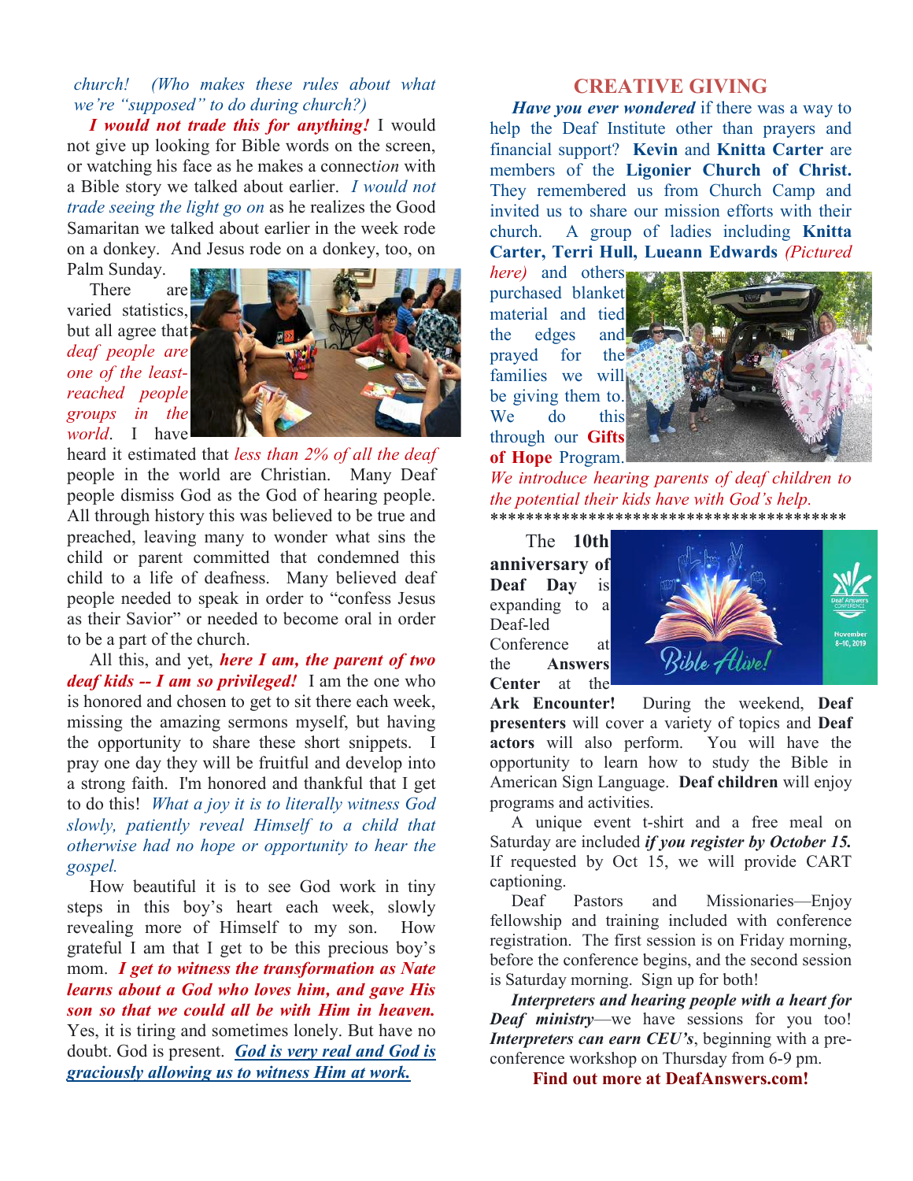*church! (Who makes these rules about what we're "supposed" to do during church?)*

***I would not trade this for anything!*** I would not give up looking for Bible words on the screen, or watching his face as he makes a connect*ion* with a Bible story we talked about earlier. *I would not trade seeing the light go on* as he realizes the Good Samaritan we talked about earlier in the week rode on a donkey. And Jesus rode on a donkey, too, on Palm Sunday.

There are varied statistics, but all agree that *deaf people are one of the least-reached people groups in the world*. I have heard it estimated that *less than 2% of all the deaf* people in the world are Christian. Many Deaf people dismiss God as the God of hearing people. All through history this was believed to be true and preached, leaving many to wonder what sins the child or parent committed that condemned this child to a life of deafness. Many believed deaf people needed to speak in order to "confess Jesus as their Savior" or needed to become oral in order to be a part of the church.

All this, and yet, ***here I am, the parent of two deaf kids -- I am so privileged!*** I am the one who is honored and chosen to get to sit there each week, missing the amazing sermons myself, but having the opportunity to share these short snippets. I pray one day they will be fruitful and develop into a strong faith. I'm honored and thankful that I get to do this! *What a joy it is to literally witness God slowly, patiently reveal Himself to a child that otherwise had no hope or opportunity to hear the gospel.*

How beautiful it is to see God work in tiny steps in this boy's heart each week, slowly revealing more of Himself to my son. How grateful I am that I get to be this precious boy's mom. ***I get to witness the transformation as Nate learns about a God who loves him, and gave His son so that we could all be with Him in heaven.*** Yes, it is tiring and sometimes lonely. But have no doubt. God is present. ***God is very real and God is graciously allowing us to witness Him at work.***

## CREATIVE GIVING

***Have you ever wondered*** if there was a way to help the Deaf Institute other than prayers and financial support? **Kevin** and **Knitta Carter** are members of the **Ligonier Church of Christ.** They remembered us from Church Camp and invited us to share our mission efforts with their church. A group of ladies including **Knitta Carter, Terri Hull, Lueann Edwards** *(Pictured here)* and others purchased blanket material and tied the edges and prayed for the families we will be giving them to. We do this through our **Gifts of Hope** Program.

*We introduce hearing parents of deaf children to the potential their kids have with God's help.*

****************************************

The **10th anniversary of Deaf Day** is expanding to a Deaf-led Conference at the **Answers Center** at the **Ark Encounter!** During the weekend, **Deaf presenters** will cover a variety of topics and **Deaf actors** will also perform. You will have the opportunity to learn how to study the Bible in American Sign Language. **Deaf children** will enjoy programs and activities.

A unique event t-shirt and a free meal on Saturday are included ***if you register by October 15.*** If requested by Oct 15, we will provide CART captioning.

Deaf Pastors and Missionaries—Enjoy fellowship and training included with conference registration. The first session is on Friday morning, before the conference begins, and the second session is Saturday morning. Sign up for both!

***Interpreters and hearing people with a heart for Deaf ministry***—we have sessions for you too! ***Interpreters can earn CEU's***, beginning with a pre-conference workshop on Thursday from 6-9 pm.

**Find out more at DeafAnswers.com!**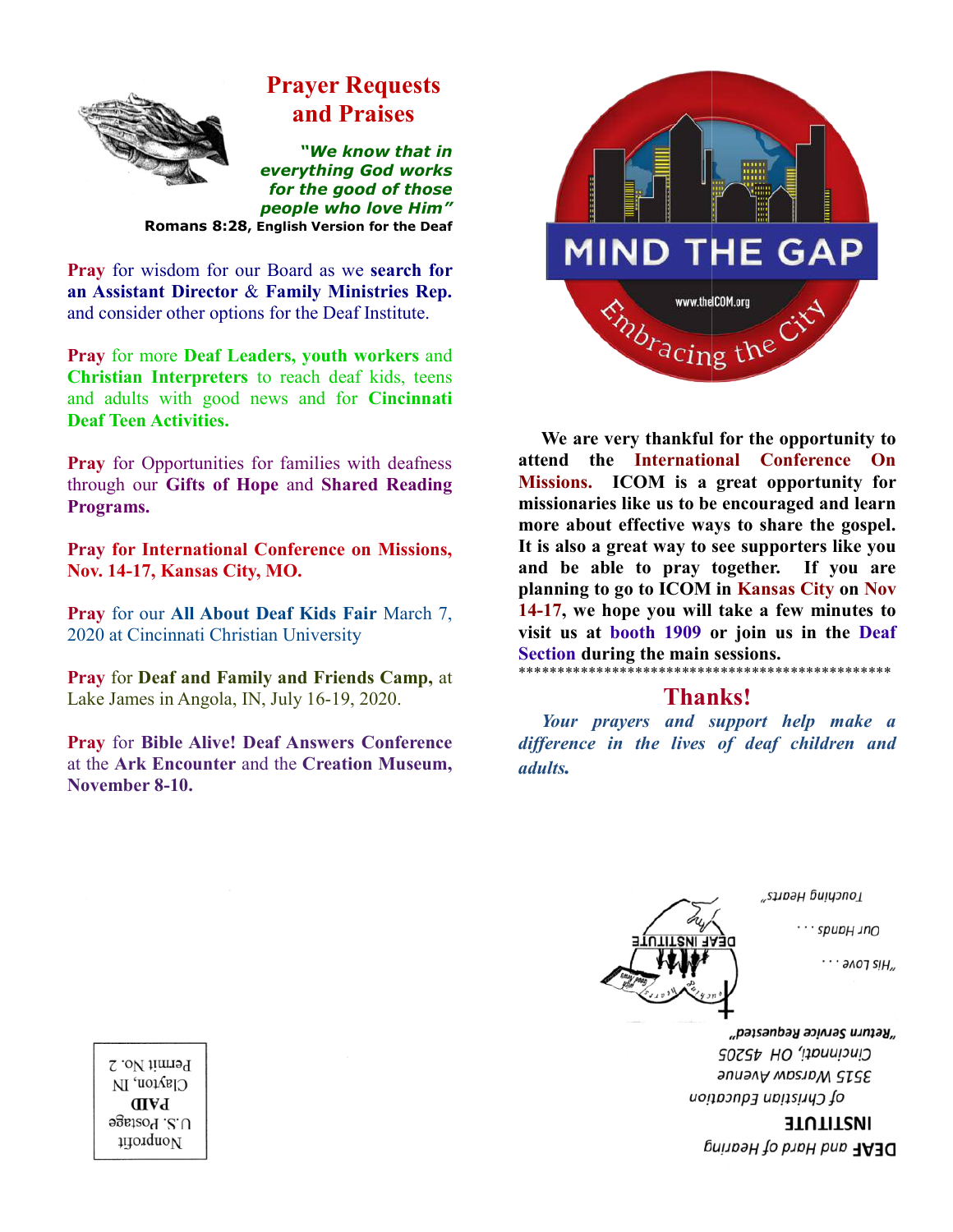# Prayer Requests and Praises

***"We know that in everything God works for the good of those people who love Him"***
**Romans 8:28, English Version for the Deaf**

**Pray** for wisdom for our Board as we **search for an Assistant Director** & **Family Ministries Rep.** and consider other options for the Deaf Institute.

**Pray** for more **Deaf Leaders, youth workers** and **Christian Interpreters** to reach deaf kids, teens and adults with good news and for **Cincinnati Deaf Teen Activities.**

**Pray** for Opportunities for families with deafness through our **Gifts of Hope** and **Shared Reading Programs.**

**Pray for International Conference on Missions, Nov. 14-17, Kansas City, MO.**

**Pray** for our **All About Deaf Kids Fair** March 7, 2020 at Cincinnati Christian University

**Pray** for **Deaf and Family and Friends Camp,** at Lake James in Angola, IN, July 16-19, 2020.

**Pray** for **Bible Alive! Deaf Answers Conference** at the **Ark Encounter** and the **Creation Museum, November 8-10.**

MIND THE GAP
www.theICOM.org
Embracing the City

**We are very thankful for the opportunity to attend the International Conference On Missions. ICOM is a great opportunity for missionaries like us to be encouraged and learn more about effective ways to share the gospel. It is also a great way to see supporters like you and be able to pray together. If you are planning to go to ICOM in Kansas City on Nov 14-17, we hope you will take a few minutes to visit us at booth 1909 or join us in the Deaf Section during the main sessions.**

\*\*\*\*\*\*\*\*\*\*\*\*\*\*\*\*\*\*\*\*\*\*\*\*\*\*\*\*\*\*\*\*\*\*\*\*\*\*\*\*\*\*\*\*\*\*\*\*

## Thanks!

***Your prayers and support help make a difference in the lives of deaf children and adults.***

"His Love . . .
Our Hands . . .
Touching Hearts"

**DEAF** *and Hard of Hearing*
**INSTITUTE**
*of Christian Education*
*3515 Warsaw Avenue*
*Cincinnati, OH 45205*
*"Return Service Requested"*

Nonprofit
U.S. Postage
**PAID**
Clayton, IN
Permit No. 2